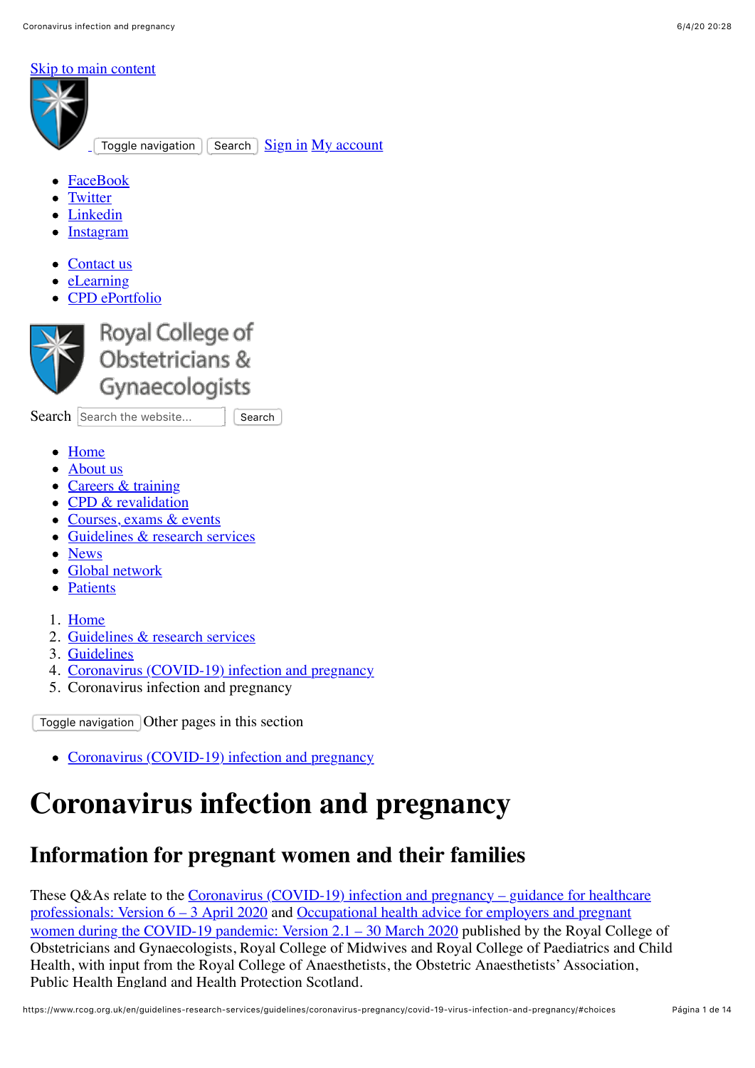Skip to main content

Toggle navigation Search Sign in My account

- FaceBook
- Twitter
- Linkedin
- Instagram

- Contact us
- eLearning
- CPD ePortfolio

Royal College of Obstetricians & Gynaecologists

Search Search the website... Search

- Home
- About us
- Careers & training
- CPD & revalidation
- Courses, exams & events
- Guidelines & research services
- News
- Global network
- Patients

1. Home
2. Guidelines & research services
3. Guidelines
4. Coronavirus (COVID-19) infection and pregnancy
5. Coronavirus infection and pregnancy

Toggle navigation Other pages in this section

- Coronavirus (COVID-19) infection and pregnancy

# Coronavirus infection and pregnancy

## Information for pregnant women and their families

These Q&As relate to the Coronavirus (COVID-19) infection and pregnancy – guidance for healthcare professionals: Version 6 – 3 April 2020 and Occupational health advice for employers and pregnant women during the COVID-19 pandemic: Version 2.1 – 30 March 2020 published by the Royal College of Obstetricians and Gynaecologists, Royal College of Midwives and Royal College of Paediatrics and Child Health, with input from the Royal College of Anaesthetists, the Obstetric Anaesthetists' Association, Public Health England and Health Protection Scotland.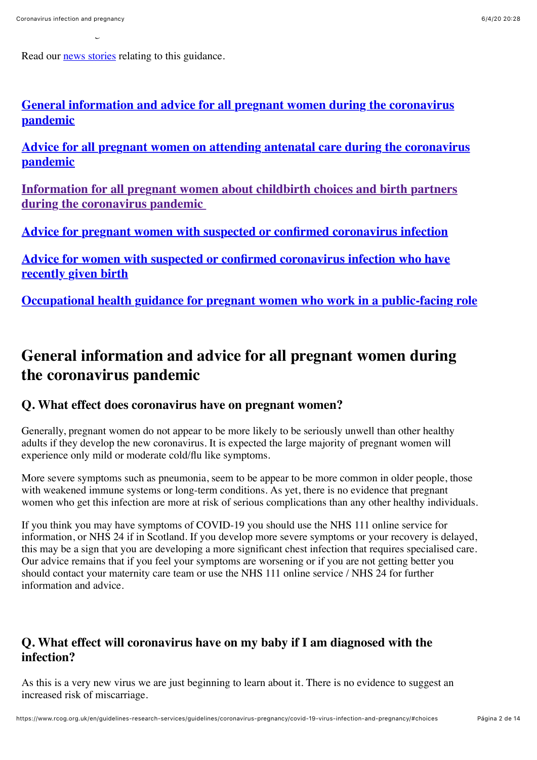Read our news stories relating to this guidance.

**General information and advice for all pregnant women during the coronavirus pandemic**

**Advice for all pregnant women on attending antenatal care during the coronavirus pandemic**

**Information for all pregnant women about childbirth choices and birth partners during the coronavirus pandemic**

**Advice for pregnant women with suspected or confirmed coronavirus infection**

**Advice for women with suspected or confirmed coronavirus infection who have recently given birth**

**Occupational health guidance for pregnant women who work in a public-facing role**

## General information and advice for all pregnant women during the coronavirus pandemic

### Q. What effect does coronavirus have on pregnant women?

Generally, pregnant women do not appear to be more likely to be seriously unwell than other healthy adults if they develop the new coronavirus. It is expected the large majority of pregnant women will experience only mild or moderate cold/flu like symptoms.

More severe symptoms such as pneumonia, seem to be appear to be more common in older people, those with weakened immune systems or long-term conditions. As yet, there is no evidence that pregnant women who get this infection are more at risk of serious complications than any other healthy individuals.

If you think you may have symptoms of COVID-19 you should use the NHS 111 online service for information, or NHS 24 if in Scotland. If you develop more severe symptoms or your recovery is delayed, this may be a sign that you are developing a more significant chest infection that requires specialised care. Our advice remains that if you feel your symptoms are worsening or if you are not getting better you should contact your maternity care team or use the NHS 111 online service / NHS 24 for further information and advice.

### Q. What effect will coronavirus have on my baby if I am diagnosed with the infection?

As this is a very new virus we are just beginning to learn about it. There is no evidence to suggest an increased risk of miscarriage.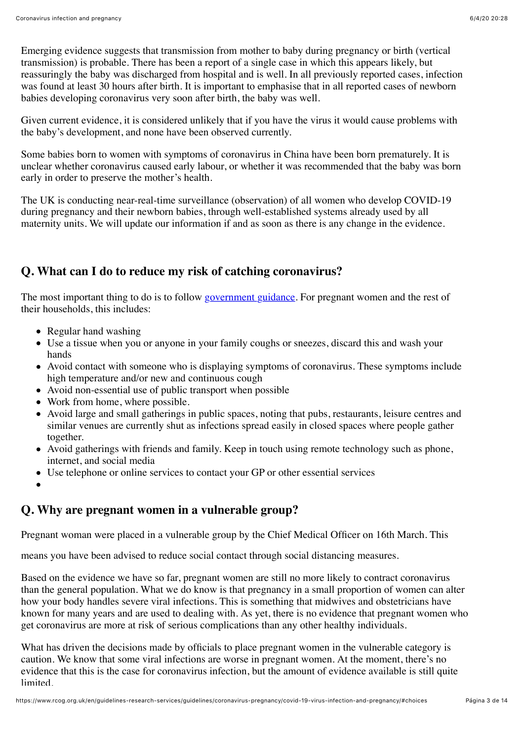Emerging evidence suggests that transmission from mother to baby during pregnancy or birth (vertical transmission) is probable. There has been a report of a single case in which this appears likely, but reassuringly the baby was discharged from hospital and is well. In all previously reported cases, infection was found at least 30 hours after birth. It is important to emphasise that in all reported cases of newborn babies developing coronavirus very soon after birth, the baby was well.

Given current evidence, it is considered unlikely that if you have the virus it would cause problems with the baby's development, and none have been observed currently.

Some babies born to women with symptoms of coronavirus in China have been born prematurely. It is unclear whether coronavirus caused early labour, or whether it was recommended that the baby was born early in order to preserve the mother's health.

The UK is conducting near-real-time surveillance (observation) of all women who develop COVID-19 during pregnancy and their newborn babies, through well-established systems already used by all maternity units. We will update our information if and as soon as there is any change in the evidence.

## Q. What can I do to reduce my risk of catching coronavirus?

The most important thing to do is to follow government guidance. For pregnant women and the rest of their households, this includes:

- Regular hand washing
- Use a tissue when you or anyone in your family coughs or sneezes, discard this and wash your hands
- Avoid contact with someone who is displaying symptoms of coronavirus. These symptoms include high temperature and/or new and continuous cough
- Avoid non-essential use of public transport when possible
- Work from home, where possible.
- Avoid large and small gatherings in public spaces, noting that pubs, restaurants, leisure centres and similar venues are currently shut as infections spread easily in closed spaces where people gather together.
- Avoid gatherings with friends and family. Keep in touch using remote technology such as phone, internet, and social media
- Use telephone or online services to contact your GP or other essential services

## Q. Why are pregnant women in a vulnerable group?

Pregnant woman were placed in a vulnerable group by the Chief Medical Officer on 16th March. This means you have been advised to reduce social contact through social distancing measures.

Based on the evidence we have so far, pregnant women are still no more likely to contract coronavirus than the general population. What we do know is that pregnancy in a small proportion of women can alter how your body handles severe viral infections. This is something that midwives and obstetricians have known for many years and are used to dealing with. As yet, there is no evidence that pregnant women who get coronavirus are more at risk of serious complications than any other healthy individuals.

What has driven the decisions made by officials to place pregnant women in the vulnerable category is caution. We know that some viral infections are worse in pregnant women. At the moment, there's no evidence that this is the case for coronavirus infection, but the amount of evidence available is still quite limited.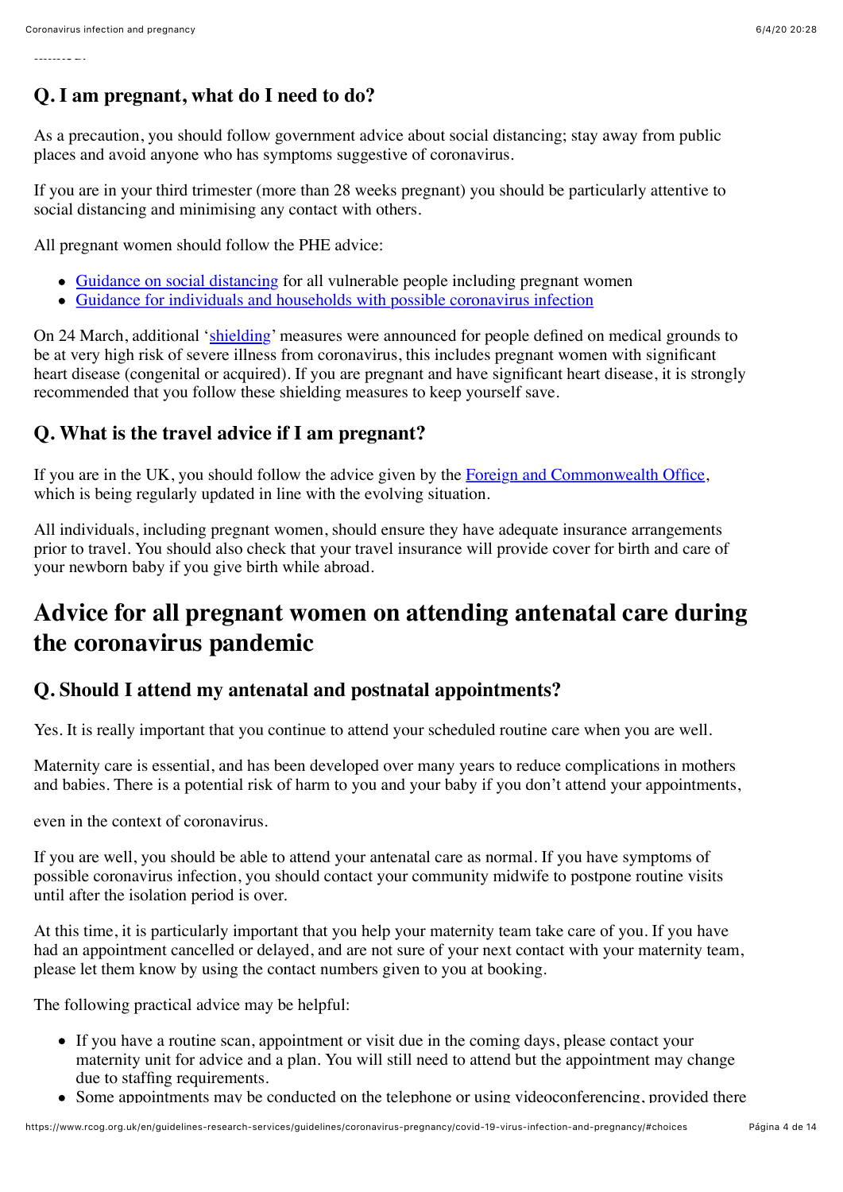### Q. I am pregnant, what do I need to do?

As a precaution, you should follow government advice about social distancing; stay away from public places and avoid anyone who has symptoms suggestive of coronavirus.

If you are in your third trimester (more than 28 weeks pregnant) you should be particularly attentive to social distancing and minimising any contact with others.

All pregnant women should follow the PHE advice:

- [Guidance on social distancing](#) for all vulnerable people including pregnant women
- [Guidance for individuals and households with possible coronavirus infection](#)

On 24 March, additional '[shielding](#)' measures were announced for people defined on medical grounds to be at very high risk of severe illness from coronavirus, this includes pregnant women with significant heart disease (congenital or acquired). If you are pregnant and have significant heart disease, it is strongly recommended that you follow these shielding measures to keep yourself save.

### Q. What is the travel advice if I am pregnant?

If you are in the UK, you should follow the advice given by the [Foreign and Commonwealth Office](#), which is being regularly updated in line with the evolving situation.

All individuals, including pregnant women, should ensure they have adequate insurance arrangements prior to travel. You should also check that your travel insurance will provide cover for birth and care of your newborn baby if you give birth while abroad.

## Advice for all pregnant women on attending antenatal care during the coronavirus pandemic

### Q. Should I attend my antenatal and postnatal appointments?

Yes. It is really important that you continue to attend your scheduled routine care when you are well.

Maternity care is essential, and has been developed over many years to reduce complications in mothers and babies. There is a potential risk of harm to you and your baby if you don't attend your appointments, even in the context of coronavirus.

If you are well, you should be able to attend your antenatal care as normal. If you have symptoms of possible coronavirus infection, you should contact your community midwife to postpone routine visits until after the isolation period is over.

At this time, it is particularly important that you help your maternity team take care of you. If you have had an appointment cancelled or delayed, and are not sure of your next contact with your maternity team, please let them know by using the contact numbers given to you at booking.

The following practical advice may be helpful:

- If you have a routine scan, appointment or visit due in the coming days, please contact your maternity unit for advice and a plan. You will still need to attend but the appointment may change due to staffing requirements.
- Some appointments may be conducted on the telephone or using videoconferencing, provided there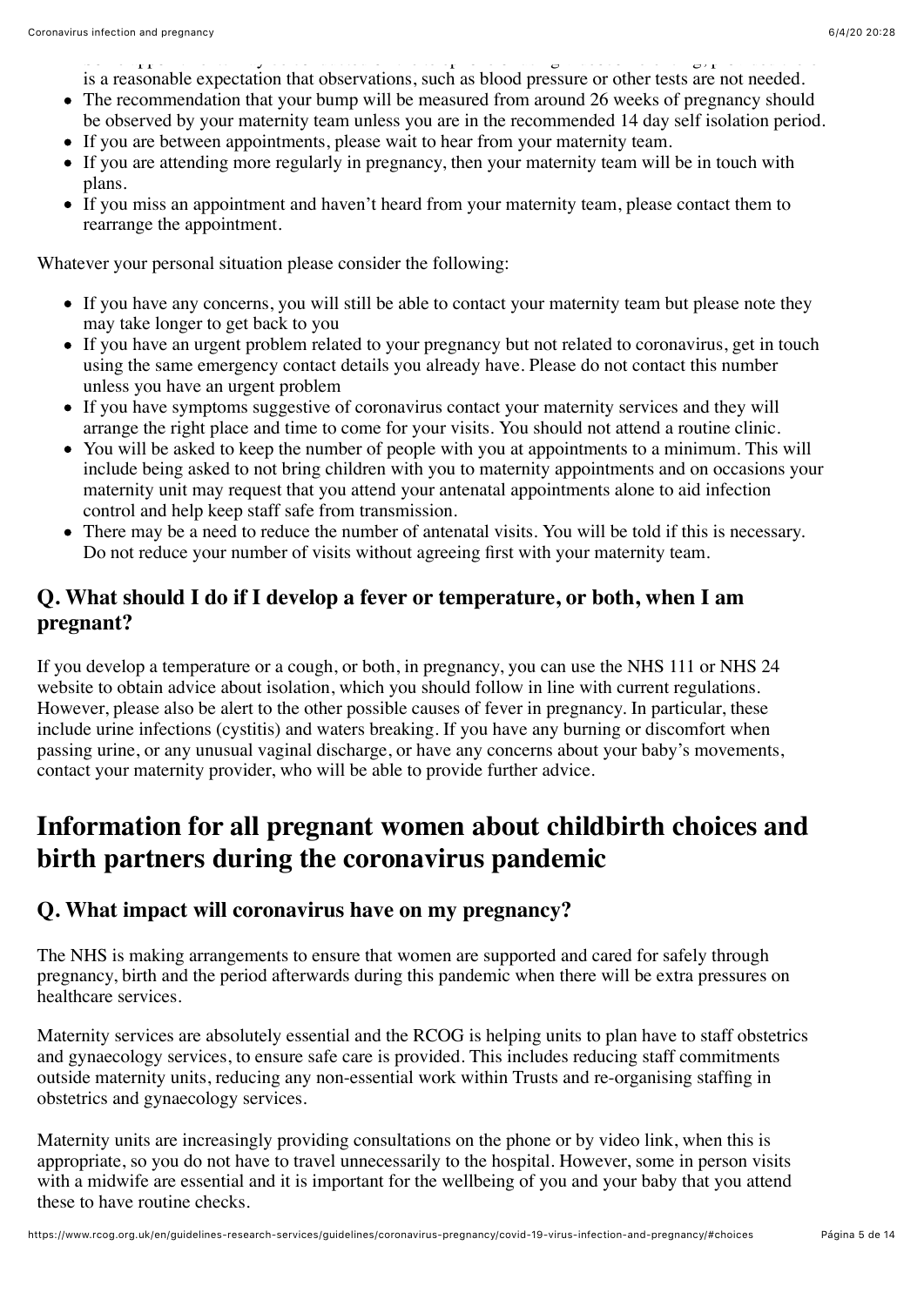is a reasonable expectation that observations, such as blood pressure or other tests are not needed.

- The recommendation that your bump will be measured from around 26 weeks of pregnancy should be observed by your maternity team unless you are in the recommended 14 day self isolation period.
- If you are between appointments, please wait to hear from your maternity team.
- If you are attending more regularly in pregnancy, then your maternity team will be in touch with plans.
- If you miss an appointment and haven't heard from your maternity team, please contact them to rearrange the appointment.

Whatever your personal situation please consider the following:

- If you have any concerns, you will still be able to contact your maternity team but please note they may take longer to get back to you
- If you have an urgent problem related to your pregnancy but not related to coronavirus, get in touch using the same emergency contact details you already have. Please do not contact this number unless you have an urgent problem
- If you have symptoms suggestive of coronavirus contact your maternity services and they will arrange the right place and time to come for your visits. You should not attend a routine clinic.
- You will be asked to keep the number of people with you at appointments to a minimum. This will include being asked to not bring children with you to maternity appointments and on occasions your maternity unit may request that you attend your antenatal appointments alone to aid infection control and help keep staff safe from transmission.
- There may be a need to reduce the number of antenatal visits. You will be told if this is necessary. Do not reduce your number of visits without agreeing first with your maternity team.

### Q. What should I do if I develop a fever or temperature, or both, when I am pregnant?

If you develop a temperature or a cough, or both, in pregnancy, you can use the NHS 111 or NHS 24 website to obtain advice about isolation, which you should follow in line with current regulations. However, please also be alert to the other possible causes of fever in pregnancy. In particular, these include urine infections (cystitis) and waters breaking. If you have any burning or discomfort when passing urine, or any unusual vaginal discharge, or have any concerns about your baby's movements, contact your maternity provider, who will be able to provide further advice.

## Information for all pregnant women about childbirth choices and birth partners during the coronavirus pandemic

### Q. What impact will coronavirus have on my pregnancy?

The NHS is making arrangements to ensure that women are supported and cared for safely through pregnancy, birth and the period afterwards during this pandemic when there will be extra pressures on healthcare services.

Maternity services are absolutely essential and the RCOG is helping units to plan have to staff obstetrics and gynaecology services, to ensure safe care is provided. This includes reducing staff commitments outside maternity units, reducing any non-essential work within Trusts and re-organising staffing in obstetrics and gynaecology services.

Maternity units are increasingly providing consultations on the phone or by video link, when this is appropriate, so you do not have to travel unnecessarily to the hospital. However, some in person visits with a midwife are essential and it is important for the wellbeing of you and your baby that you attend these to have routine checks.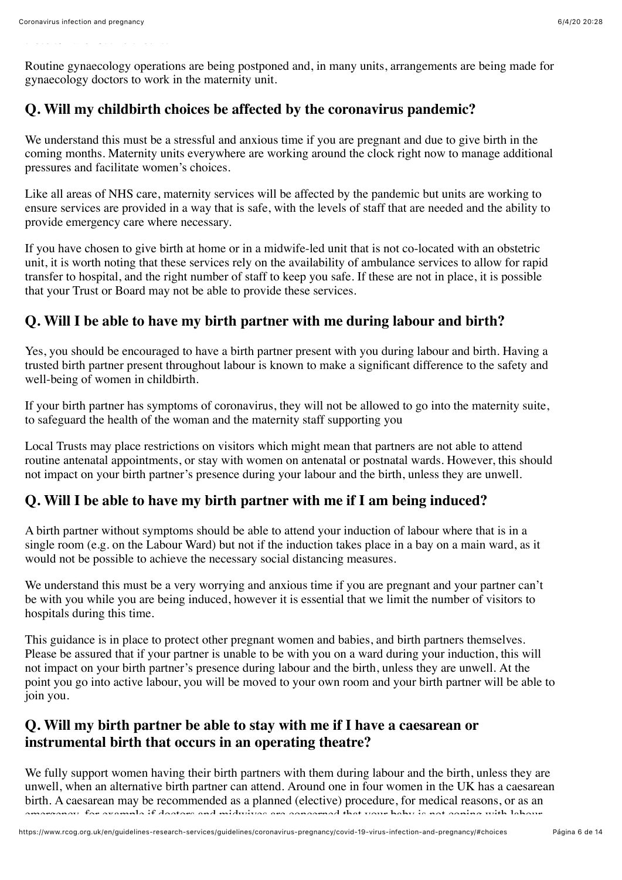Routine gynaecology operations are being postponed and, in many units, arrangements are being made for gynaecology doctors to work in the maternity unit.

### Q. Will my childbirth choices be affected by the coronavirus pandemic?

We understand this must be a stressful and anxious time if you are pregnant and due to give birth in the coming months. Maternity units everywhere are working around the clock right now to manage additional pressures and facilitate women's choices.

Like all areas of NHS care, maternity services will be affected by the pandemic but units are working to ensure services are provided in a way that is safe, with the levels of staff that are needed and the ability to provide emergency care where necessary.

If you have chosen to give birth at home or in a midwife-led unit that is not co-located with an obstetric unit, it is worth noting that these services rely on the availability of ambulance services to allow for rapid transfer to hospital, and the right number of staff to keep you safe. If these are not in place, it is possible that your Trust or Board may not be able to provide these services.

### Q. Will I be able to have my birth partner with me during labour and birth?

Yes, you should be encouraged to have a birth partner present with you during labour and birth. Having a trusted birth partner present throughout labour is known to make a significant difference to the safety and well-being of women in childbirth.

If your birth partner has symptoms of coronavirus, they will not be allowed to go into the maternity suite, to safeguard the health of the woman and the maternity staff supporting you

Local Trusts may place restrictions on visitors which might mean that partners are not able to attend routine antenatal appointments, or stay with women on antenatal or postnatal wards. However, this should not impact on your birth partner's presence during your labour and the birth, unless they are unwell.

### Q. Will I be able to have my birth partner with me if I am being induced?

A birth partner without symptoms should be able to attend your induction of labour where that is in a single room (e.g. on the Labour Ward) but not if the induction takes place in a bay on a main ward, as it would not be possible to achieve the necessary social distancing measures.

We understand this must be a very worrying and anxious time if you are pregnant and your partner can't be with you while you are being induced, however it is essential that we limit the number of visitors to hospitals during this time.

This guidance is in place to protect other pregnant women and babies, and birth partners themselves. Please be assured that if your partner is unable to be with you on a ward during your induction, this will not impact on your birth partner's presence during labour and the birth, unless they are unwell. At the point you go into active labour, you will be moved to your own room and your birth partner will be able to join you.

### Q. Will my birth partner be able to stay with me if I have a caesarean or instrumental birth that occurs in an operating theatre?

We fully support women having their birth partners with them during labour and the birth, unless they are unwell, when an alternative birth partner can attend. Around one in four women in the UK has a caesarean birth. A caesarean may be recommended as a planned (elective) procedure, for medical reasons, or as an emergency, for example if doctors and midwives are concerned that your baby is not coping with labour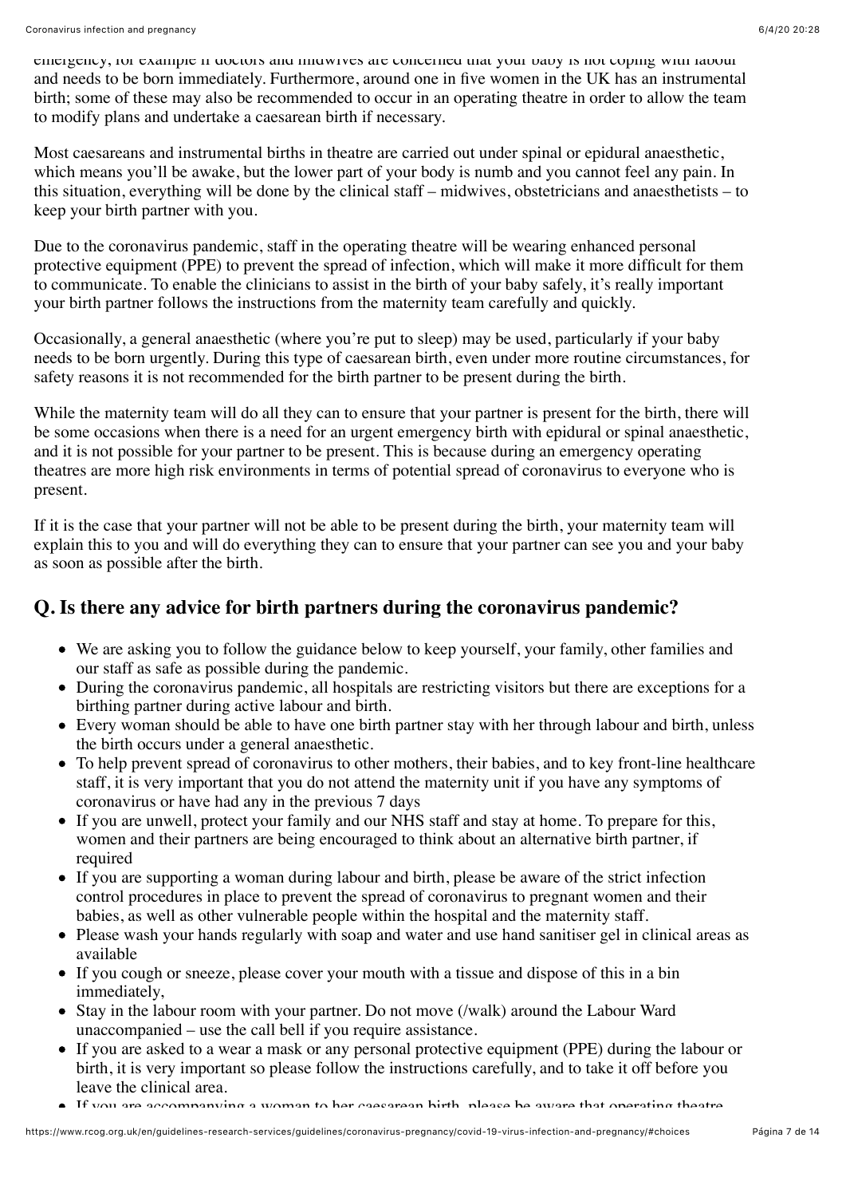emergency, for example if doctors and midwives are concerned that your baby is not coping with labour and needs to be born immediately. Furthermore, around one in five women in the UK has an instrumental birth; some of these may also be recommended to occur in an operating theatre in order to allow the team to modify plans and undertake a caesarean birth if necessary.

Most caesareans and instrumental births in theatre are carried out under spinal or epidural anaesthetic, which means you'll be awake, but the lower part of your body is numb and you cannot feel any pain. In this situation, everything will be done by the clinical staff – midwives, obstetricians and anaesthetists – to keep your birth partner with you.

Due to the coronavirus pandemic, staff in the operating theatre will be wearing enhanced personal protective equipment (PPE) to prevent the spread of infection, which will make it more difficult for them to communicate. To enable the clinicians to assist in the birth of your baby safely, it's really important your birth partner follows the instructions from the maternity team carefully and quickly.

Occasionally, a general anaesthetic (where you're put to sleep) may be used, particularly if your baby needs to be born urgently. During this type of caesarean birth, even under more routine circumstances, for safety reasons it is not recommended for the birth partner to be present during the birth.

While the maternity team will do all they can to ensure that your partner is present for the birth, there will be some occasions when there is a need for an urgent emergency birth with epidural or spinal anaesthetic, and it is not possible for your partner to be present. This is because during an emergency operating theatres are more high risk environments in terms of potential spread of coronavirus to everyone who is present.

If it is the case that your partner will not be able to be present during the birth, your maternity team will explain this to you and will do everything they can to ensure that your partner can see you and your baby as soon as possible after the birth.

## Q. Is there any advice for birth partners during the coronavirus pandemic?

- We are asking you to follow the guidance below to keep yourself, your family, other families and our staff as safe as possible during the pandemic.
- During the coronavirus pandemic, all hospitals are restricting visitors but there are exceptions for a birthing partner during active labour and birth.
- Every woman should be able to have one birth partner stay with her through labour and birth, unless the birth occurs under a general anaesthetic.
- To help prevent spread of coronavirus to other mothers, their babies, and to key front-line healthcare staff, it is very important that you do not attend the maternity unit if you have any symptoms of coronavirus or have had any in the previous 7 days
- If you are unwell, protect your family and our NHS staff and stay at home. To prepare for this, women and their partners are being encouraged to think about an alternative birth partner, if required
- If you are supporting a woman during labour and birth, please be aware of the strict infection control procedures in place to prevent the spread of coronavirus to pregnant women and their babies, as well as other vulnerable people within the hospital and the maternity staff.
- Please wash your hands regularly with soap and water and use hand sanitiser gel in clinical areas as available
- If you cough or sneeze, please cover your mouth with a tissue and dispose of this in a bin immediately,
- Stay in the labour room with your partner. Do not move (/walk) around the Labour Ward unaccompanied – use the call bell if you require assistance.
- If you are asked to a wear a mask or any personal protective equipment (PPE) during the labour or birth, it is very important so please follow the instructions carefully, and to take it off before you leave the clinical area.
- If you are accompanying a woman to her caesarean birth, please be aware that operating theatre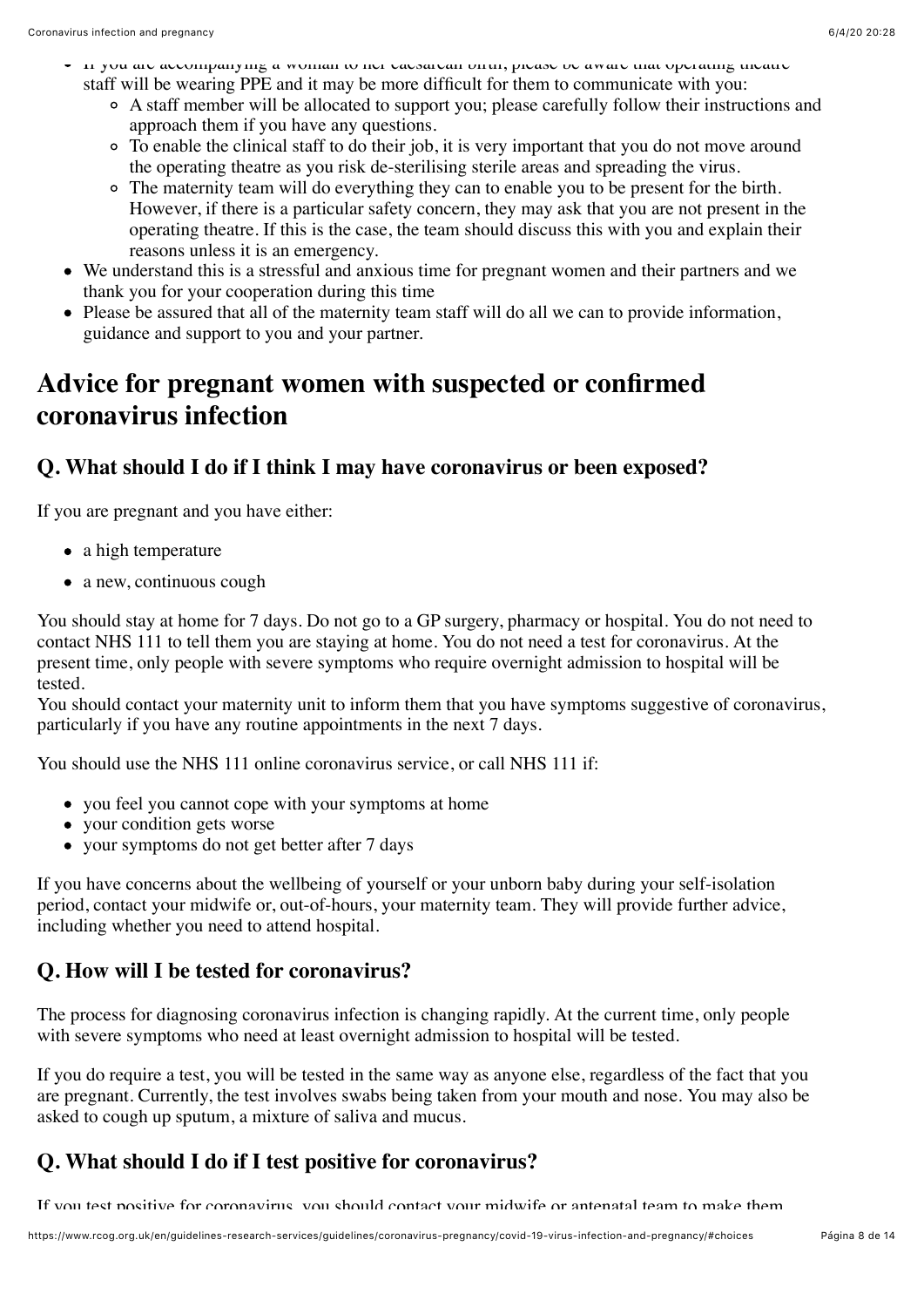- If you are accompanying a woman to her caesarean birth, please be aware that operating theatre staff will be wearing PPE and it may be more difficult for them to communicate with you:
  - A staff member will be allocated to support you; please carefully follow their instructions and approach them if you have any questions.
  - To enable the clinical staff to do their job, it is very important that you do not move around the operating theatre as you risk de-sterilising sterile areas and spreading the virus.
  - The maternity team will do everything they can to enable you to be present for the birth. However, if there is a particular safety concern, they may ask that you are not present in the operating theatre. If this is the case, the team should discuss this with you and explain their reasons unless it is an emergency.
- We understand this is a stressful and anxious time for pregnant women and their partners and we thank you for your cooperation during this time
- Please be assured that all of the maternity team staff will do all we can to provide information, guidance and support to you and your partner.

## Advice for pregnant women with suspected or confirmed coronavirus infection

### Q. What should I do if I think I may have coronavirus or been exposed?

If you are pregnant and you have either:

- a high temperature
- a new, continuous cough

You should stay at home for 7 days. Do not go to a GP surgery, pharmacy or hospital. You do not need to contact NHS 111 to tell them you are staying at home. You do not need a test for coronavirus. At the present time, only people with severe symptoms who require overnight admission to hospital will be tested.
You should contact your maternity unit to inform them that you have symptoms suggestive of coronavirus, particularly if you have any routine appointments in the next 7 days.

You should use the NHS 111 online coronavirus service, or call NHS 111 if:

- you feel you cannot cope with your symptoms at home
- your condition gets worse
- your symptoms do not get better after 7 days

If you have concerns about the wellbeing of yourself or your unborn baby during your self-isolation period, contact your midwife or, out-of-hours, your maternity team. They will provide further advice, including whether you need to attend hospital.

### Q. How will I be tested for coronavirus?

The process for diagnosing coronavirus infection is changing rapidly. At the current time, only people with severe symptoms who need at least overnight admission to hospital will be tested.

If you do require a test, you will be tested in the same way as anyone else, regardless of the fact that you are pregnant. Currently, the test involves swabs being taken from your mouth and nose. You may also be asked to cough up sputum, a mixture of saliva and mucus.

### Q. What should I do if I test positive for coronavirus?

If you test positive for coronavirus, you should contact your midwife or antenatal team to make them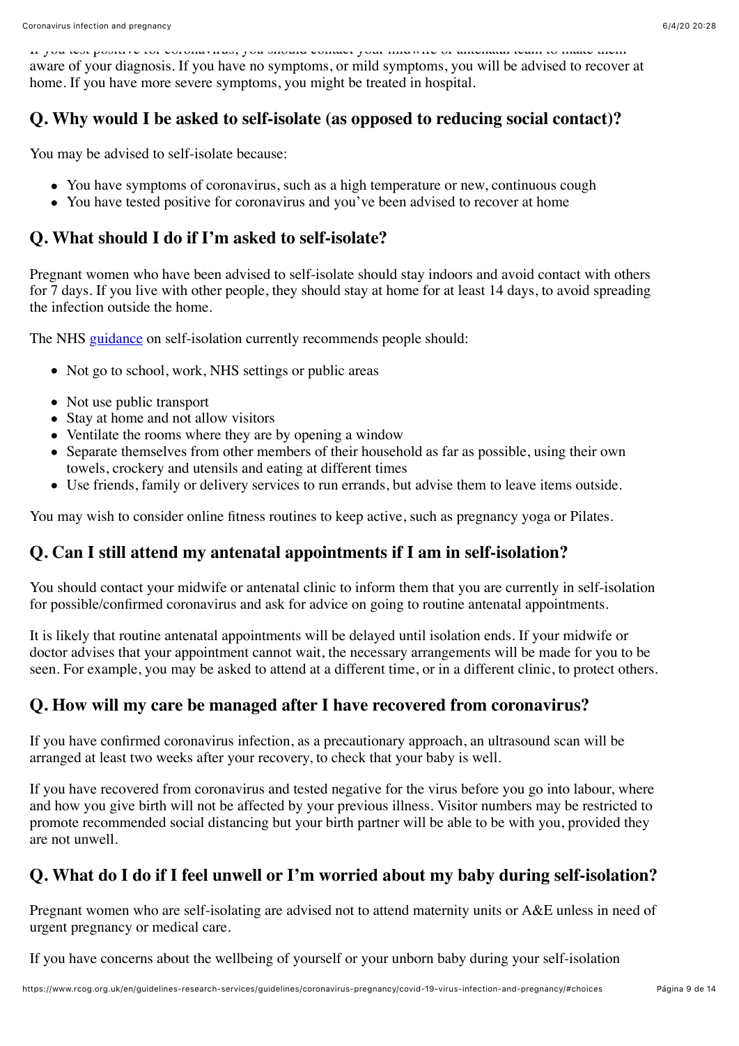If you test positive for coronavirus, you should contact your midwife or antenatal team to make them aware of your diagnosis. If you have no symptoms, or mild symptoms, you will be advised to recover at home. If you have more severe symptoms, you might be treated in hospital.

## Q. Why would I be asked to self-isolate (as opposed to reducing social contact)?

You may be advised to self-isolate because:

- You have symptoms of coronavirus, such as a high temperature or new, continuous cough
- You have tested positive for coronavirus and you've been advised to recover at home

## Q. What should I do if I'm asked to self-isolate?

Pregnant women who have been advised to self-isolate should stay indoors and avoid contact with others for 7 days. If you live with other people, they should stay at home for at least 14 days, to avoid spreading the infection outside the home.

The NHS guidance on self-isolation currently recommends people should:

- Not go to school, work, NHS settings or public areas
- Not use public transport
- Stay at home and not allow visitors
- Ventilate the rooms where they are by opening a window
- Separate themselves from other members of their household as far as possible, using their own towels, crockery and utensils and eating at different times
- Use friends, family or delivery services to run errands, but advise them to leave items outside.

You may wish to consider online fitness routines to keep active, such as pregnancy yoga or Pilates.

## Q. Can I still attend my antenatal appointments if I am in self-isolation?

You should contact your midwife or antenatal clinic to inform them that you are currently in self-isolation for possible/confirmed coronavirus and ask for advice on going to routine antenatal appointments.

It is likely that routine antenatal appointments will be delayed until isolation ends. If your midwife or doctor advises that your appointment cannot wait, the necessary arrangements will be made for you to be seen. For example, you may be asked to attend at a different time, or in a different clinic, to protect others.

## Q. How will my care be managed after I have recovered from coronavirus?

If you have confirmed coronavirus infection, as a precautionary approach, an ultrasound scan will be arranged at least two weeks after your recovery, to check that your baby is well.

If you have recovered from coronavirus and tested negative for the virus before you go into labour, where and how you give birth will not be affected by your previous illness. Visitor numbers may be restricted to promote recommended social distancing but your birth partner will be able to be with you, provided they are not unwell.

## Q. What do I do if I feel unwell or I'm worried about my baby during self-isolation?

Pregnant women who are self-isolating are advised not to attend maternity units or A&E unless in need of urgent pregnancy or medical care.

If you have concerns about the wellbeing of yourself or your unborn baby during your self-isolation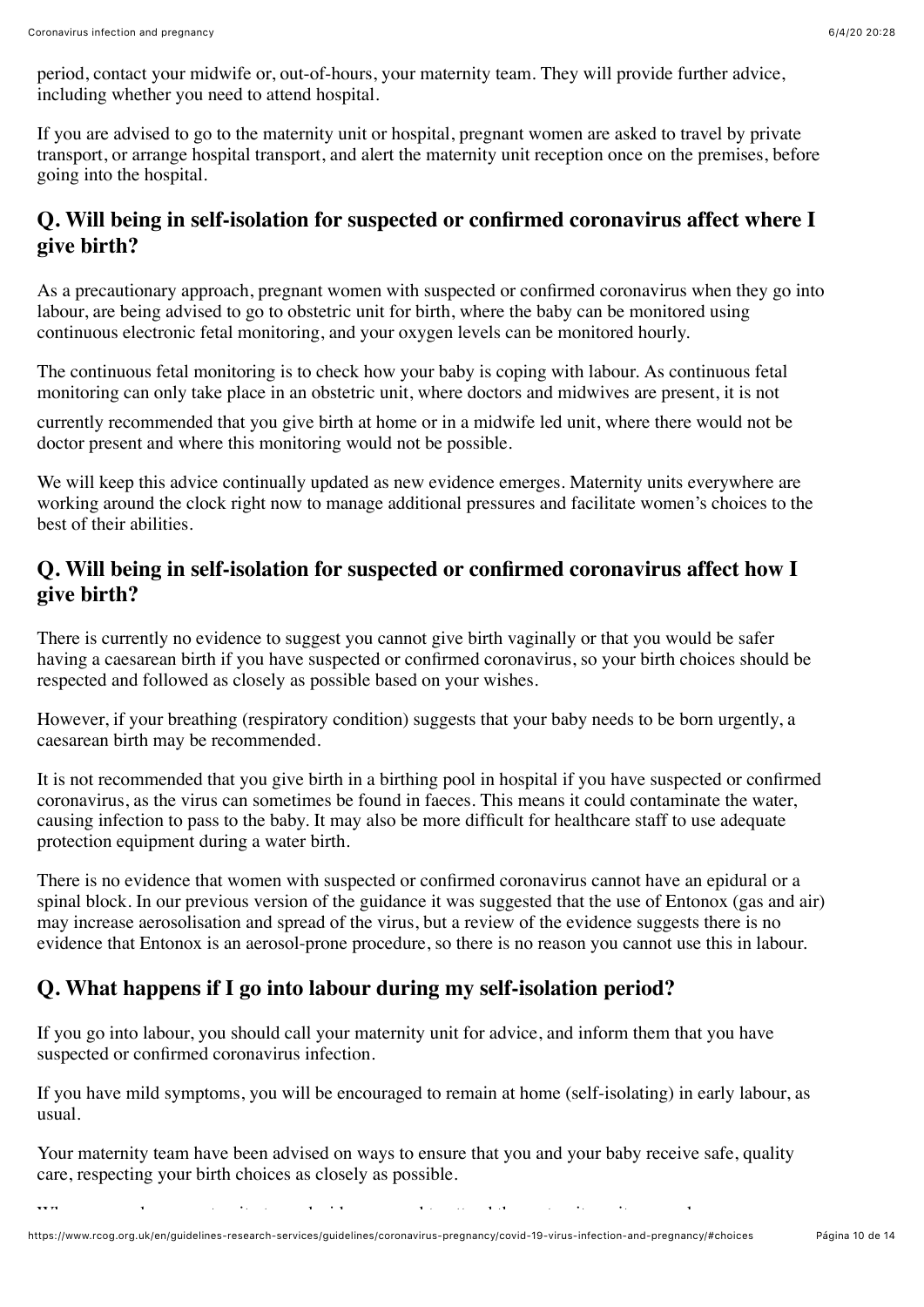period, contact your midwife or, out-of-hours, your maternity team. They will provide further advice, including whether you need to attend hospital.

If you are advised to go to the maternity unit or hospital, pregnant women are asked to travel by private transport, or arrange hospital transport, and alert the maternity unit reception once on the premises, before going into the hospital.

## Q. Will being in self-isolation for suspected or confirmed coronavirus affect where I give birth?

As a precautionary approach, pregnant women with suspected or confirmed coronavirus when they go into labour, are being advised to go to obstetric unit for birth, where the baby can be monitored using continuous electronic fetal monitoring, and your oxygen levels can be monitored hourly.

The continuous fetal monitoring is to check how your baby is coping with labour. As continuous fetal monitoring can only take place in an obstetric unit, where doctors and midwives are present, it is not currently recommended that you give birth at home or in a midwife led unit, where there would not be doctor present and where this monitoring would not be possible.

We will keep this advice continually updated as new evidence emerges. Maternity units everywhere are working around the clock right now to manage additional pressures and facilitate women's choices to the best of their abilities.

## Q. Will being in self-isolation for suspected or confirmed coronavirus affect how I give birth?

There is currently no evidence to suggest you cannot give birth vaginally or that you would be safer having a caesarean birth if you have suspected or confirmed coronavirus, so your birth choices should be respected and followed as closely as possible based on your wishes.

However, if your breathing (respiratory condition) suggests that your baby needs to be born urgently, a caesarean birth may be recommended.

It is not recommended that you give birth in a birthing pool in hospital if you have suspected or confirmed coronavirus, as the virus can sometimes be found in faeces. This means it could contaminate the water, causing infection to pass to the baby. It may also be more difficult for healthcare staff to use adequate protection equipment during a water birth.

There is no evidence that women with suspected or confirmed coronavirus cannot have an epidural or a spinal block. In our previous version of the guidance it was suggested that the use of Entonox (gas and air) may increase aerosolisation and spread of the virus, but a review of the evidence suggests there is no evidence that Entonox is an aerosol-prone procedure, so there is no reason you cannot use this in labour.

## Q. What happens if I go into labour during my self-isolation period?

If you go into labour, you should call your maternity unit for advice, and inform them that you have suspected or confirmed coronavirus infection.

If you have mild symptoms, you will be encouraged to remain at home (self-isolating) in early labour, as usual.

Your maternity team have been advised on ways to ensure that you and your baby receive safe, quality care, respecting your birth choices as closely as possible.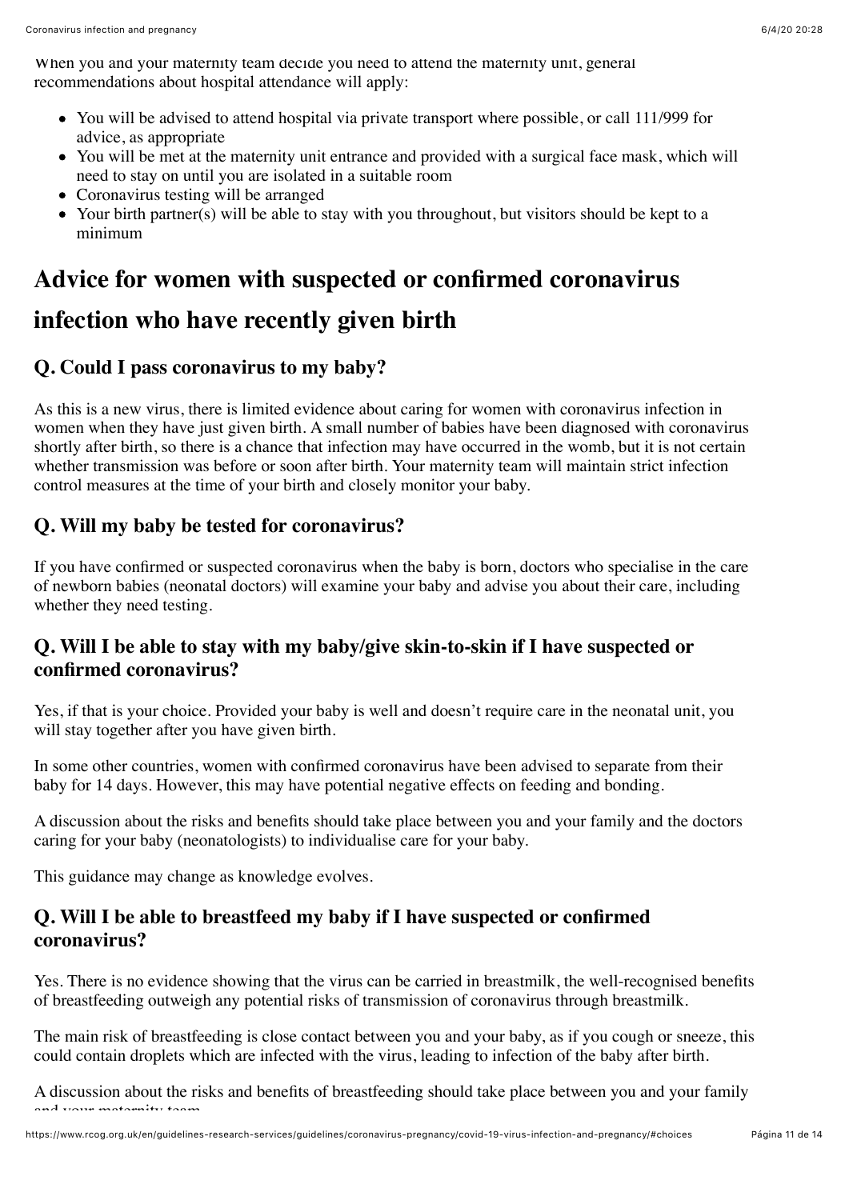When you and your maternity team decide you need to attend the maternity unit, general recommendations about hospital attendance will apply:

- You will be advised to attend hospital via private transport where possible, or call 111/999 for advice, as appropriate
- You will be met at the maternity unit entrance and provided with a surgical face mask, which will need to stay on until you are isolated in a suitable room
- Coronavirus testing will be arranged
- Your birth partner(s) will be able to stay with you throughout, but visitors should be kept to a minimum

## Advice for women with suspected or confirmed coronavirus infection who have recently given birth

### Q. Could I pass coronavirus to my baby?

As this is a new virus, there is limited evidence about caring for women with coronavirus infection in women when they have just given birth. A small number of babies have been diagnosed with coronavirus shortly after birth, so there is a chance that infection may have occurred in the womb, but it is not certain whether transmission was before or soon after birth. Your maternity team will maintain strict infection control measures at the time of your birth and closely monitor your baby.

### Q. Will my baby be tested for coronavirus?

If you have confirmed or suspected coronavirus when the baby is born, doctors who specialise in the care of newborn babies (neonatal doctors) will examine your baby and advise you about their care, including whether they need testing.

### Q. Will I be able to stay with my baby/give skin-to-skin if I have suspected or confirmed coronavirus?

Yes, if that is your choice. Provided your baby is well and doesn't require care in the neonatal unit, you will stay together after you have given birth.

In some other countries, women with confirmed coronavirus have been advised to separate from their baby for 14 days. However, this may have potential negative effects on feeding and bonding.

A discussion about the risks and benefits should take place between you and your family and the doctors caring for your baby (neonatologists) to individualise care for your baby.

This guidance may change as knowledge evolves.

### Q. Will I be able to breastfeed my baby if I have suspected or confirmed coronavirus?

Yes. There is no evidence showing that the virus can be carried in breastmilk, the well-recognised benefits of breastfeeding outweigh any potential risks of transmission of coronavirus through breastmilk.

The main risk of breastfeeding is close contact between you and your baby, as if you cough or sneeze, this could contain droplets which are infected with the virus, leading to infection of the baby after birth.

A discussion about the risks and benefits of breastfeeding should take place between you and your family and your maternity team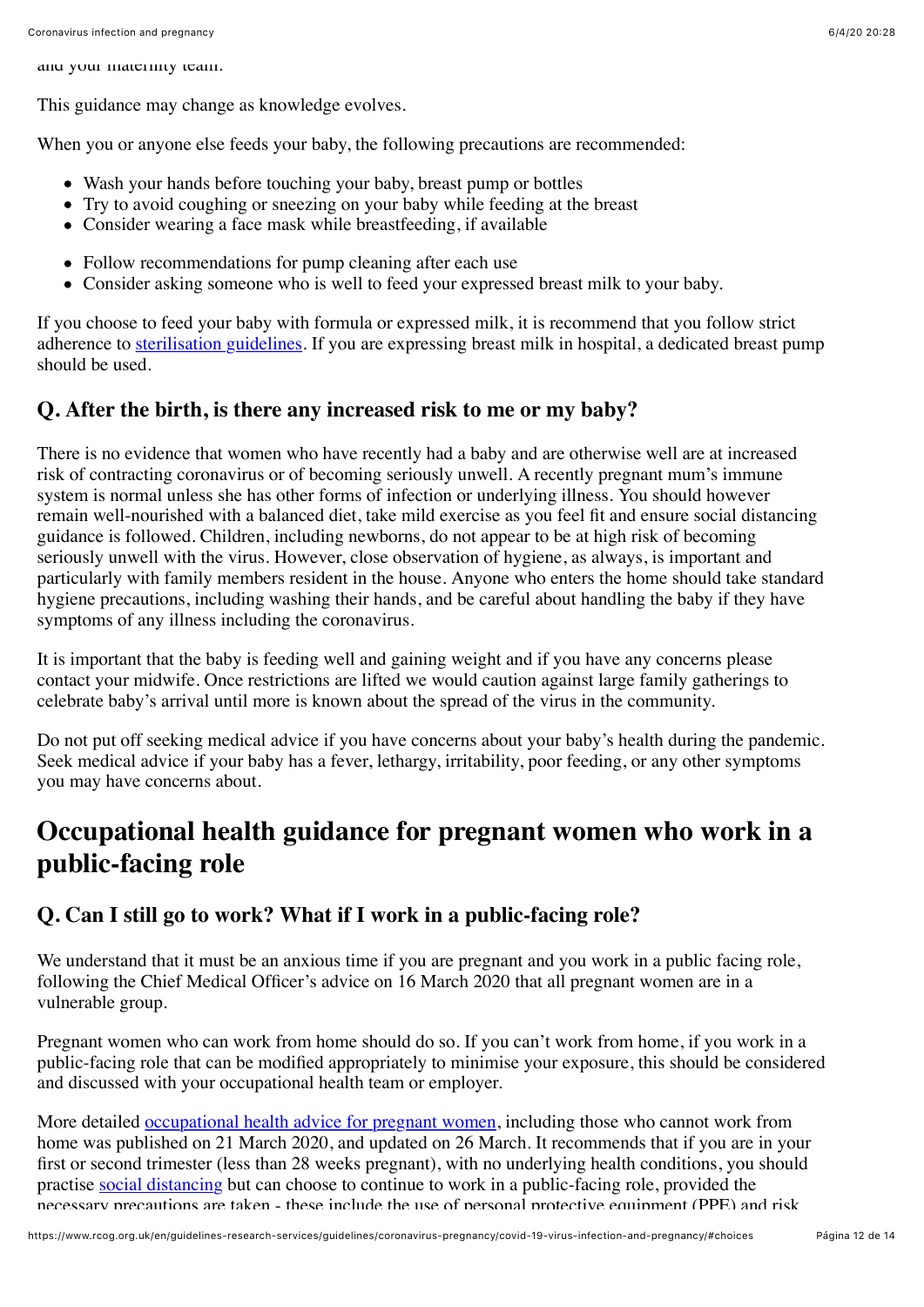and your maternity team.

This guidance may change as knowledge evolves.

When you or anyone else feeds your baby, the following precautions are recommended:

- Wash your hands before touching your baby, breast pump or bottles
- Try to avoid coughing or sneezing on your baby while feeding at the breast
- Consider wearing a face mask while breastfeeding, if available

- Follow recommendations for pump cleaning after each use
- Consider asking someone who is well to feed your expressed breast milk to your baby.

If you choose to feed your baby with formula or expressed milk, it is recommend that you follow strict adherence to [sterilisation guidelines](). If you are expressing breast milk in hospital, a dedicated breast pump should be used.

### Q. After the birth, is there any increased risk to me or my baby?

There is no evidence that women who have recently had a baby and are otherwise well are at increased risk of contracting coronavirus or of becoming seriously unwell. A recently pregnant mum's immune system is normal unless she has other forms of infection or underlying illness. You should however remain well-nourished with a balanced diet, take mild exercise as you feel fit and ensure social distancing guidance is followed. Children, including newborns, do not appear to be at high risk of becoming seriously unwell with the virus. However, close observation of hygiene, as always, is important and particularly with family members resident in the house. Anyone who enters the home should take standard hygiene precautions, including washing their hands, and be careful about handling the baby if they have symptoms of any illness including the coronavirus.

It is important that the baby is feeding well and gaining weight and if you have any concerns please contact your midwife. Once restrictions are lifted we would caution against large family gatherings to celebrate baby's arrival until more is known about the spread of the virus in the community.

Do not put off seeking medical advice if you have concerns about your baby's health during the pandemic. Seek medical advice if your baby has a fever, lethargy, irritability, poor feeding, or any other symptoms you may have concerns about.

## Occupational health guidance for pregnant women who work in a public-facing role

### Q. Can I still go to work? What if I work in a public-facing role?

We understand that it must be an anxious time if you are pregnant and you work in a public facing role, following the Chief Medical Officer's advice on 16 March 2020 that all pregnant women are in a vulnerable group.

Pregnant women who can work from home should do so. If you can't work from home, if you work in a public-facing role that can be modified appropriately to minimise your exposure, this should be considered and discussed with your occupational health team or employer.

More detailed [occupational health advice for pregnant women](), including those who cannot work from home was published on 21 March 2020, and updated on 26 March. It recommends that if you are in your first or second trimester (less than 28 weeks pregnant), with no underlying health conditions, you should practise [social distancing]() but can choose to continue to work in a public-facing role, provided the necessary precautions are taken - these include the use of personal protective equipment (PPE) and risk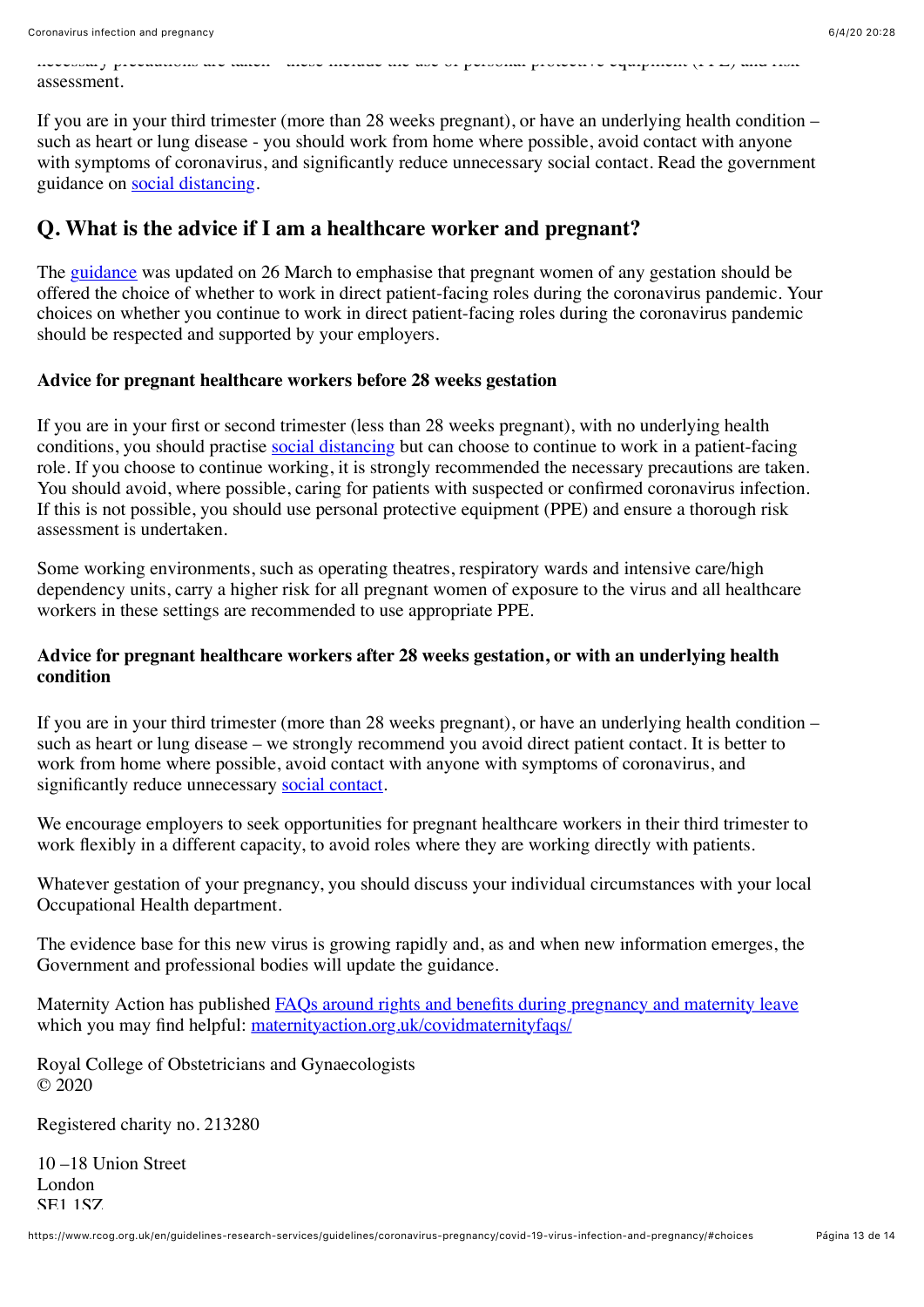necessary precautions are taken – these include the use of personal protective equipment (PPE) and risk assessment.

If you are in your third trimester (more than 28 weeks pregnant), or have an underlying health condition – such as heart or lung disease - you should work from home where possible, avoid contact with anyone with symptoms of coronavirus, and significantly reduce unnecessary social contact. Read the government guidance on [social distancing](#).

## Q. What is the advice if I am a healthcare worker and pregnant?

The [guidance](#) was updated on 26 March to emphasise that pregnant women of any gestation should be offered the choice of whether to work in direct patient-facing roles during the coronavirus pandemic. Your choices on whether you continue to work in direct patient-facing roles during the coronavirus pandemic should be respected and supported by your employers.

**Advice for pregnant healthcare workers before 28 weeks gestation**

If you are in your first or second trimester (less than 28 weeks pregnant), with no underlying health conditions, you should practise [social distancing](#) but can choose to continue to work in a patient-facing role. If you choose to continue working, it is strongly recommended the necessary precautions are taken. You should avoid, where possible, caring for patients with suspected or confirmed coronavirus infection. If this is not possible, you should use personal protective equipment (PPE) and ensure a thorough risk assessment is undertaken.

Some working environments, such as operating theatres, respiratory wards and intensive care/high dependency units, carry a higher risk for all pregnant women of exposure to the virus and all healthcare workers in these settings are recommended to use appropriate PPE.

**Advice for pregnant healthcare workers after 28 weeks gestation, or with an underlying health condition**

If you are in your third trimester (more than 28 weeks pregnant), or have an underlying health condition – such as heart or lung disease – we strongly recommend you avoid direct patient contact. It is better to work from home where possible, avoid contact with anyone with symptoms of coronavirus, and significantly reduce unnecessary [social contact](#).

We encourage employers to seek opportunities for pregnant healthcare workers in their third trimester to work flexibly in a different capacity, to avoid roles where they are working directly with patients.

Whatever gestation of your pregnancy, you should discuss your individual circumstances with your local Occupational Health department.

The evidence base for this new virus is growing rapidly and, as and when new information emerges, the Government and professional bodies will update the guidance.

Maternity Action has published [FAQs around rights and benefits during pregnancy and maternity leave](#) which you may find helpful: [maternityaction.org.uk/covidmaternityfaqs/](#)

Royal College of Obstetricians and Gynaecologists
© 2020

Registered charity no. 213280

10 –18 Union Street
London
SE1 1SZ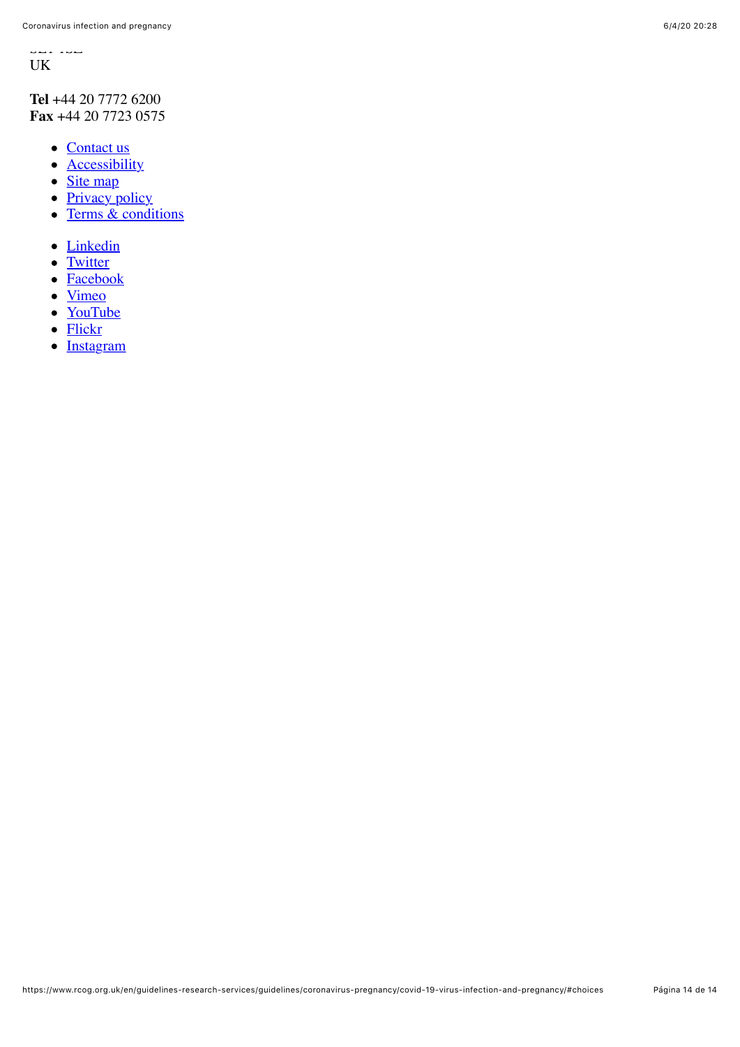SE1 4SZ
UK

**Tel** +44 20 7772 6200
**Fax** +44 20 7723 0575

- Contact us
- Accessibility
- Site map
- Privacy policy
- Terms & conditions

- Linkedin
- Twitter
- Facebook
- Vimeo
- YouTube
- Flickr
- Instagram